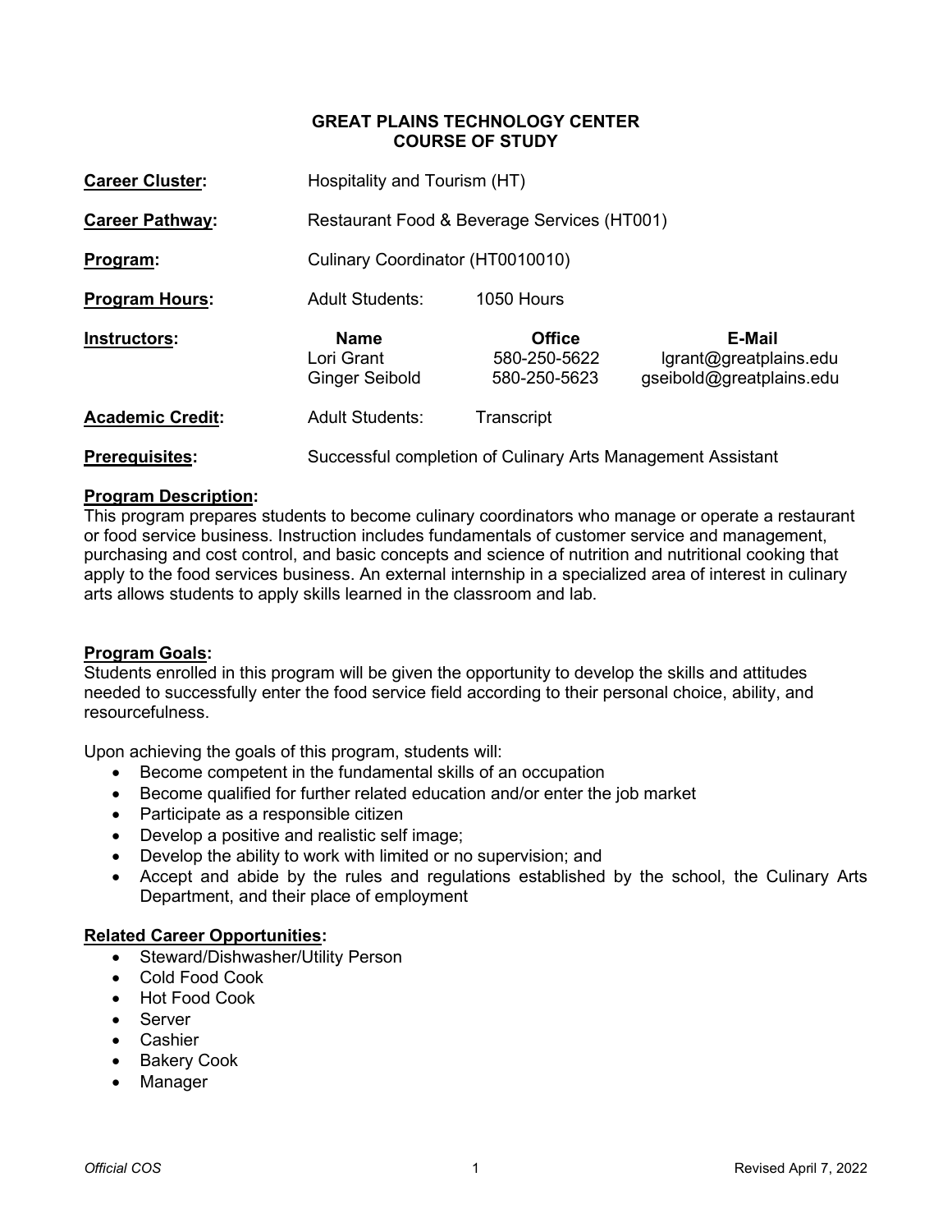# GREAT PLAINS TECHNOLOGY CENTER
## COURSE OF STUDY

| | | | |
|---|---|---|---|
| **Career Cluster:** | Hospitality and Tourism (HT) | | |
| **Career Pathway:** | Restaurant Food & Beverage Services (HT001) | | |
| **Program:** | Culinary Coordinator (HT0010010) | | |
| **Program Hours:** | Adult Students: | 1050 Hours | |
| **Instructors:** | **Name** | **Office** | **E-Mail** |
| | Lori Grant | 580-250-5622 | lgrant@greatplains.edu |
| | Ginger Seibold | 580-250-5623 | gseibold@greatplains.edu |
| **Academic Credit:** | Adult Students: | Transcript | |
| **Prerequisites:** | Successful completion of Culinary Arts Management Assistant | | |

**Program Description:**
This program prepares students to become culinary coordinators who manage or operate a restaurant or food service business. Instruction includes fundamentals of customer service and management, purchasing and cost control, and basic concepts and science of nutrition and nutritional cooking that apply to the food services business. An external internship in a specialized area of interest in culinary arts allows students to apply skills learned in the classroom and lab.

**Program Goals:**
Students enrolled in this program will be given the opportunity to develop the skills and attitudes needed to successfully enter the food service field according to their personal choice, ability, and resourcefulness.

Upon achieving the goals of this program, students will:

- Become competent in the fundamental skills of an occupation
- Become qualified for further related education and/or enter the job market
- Participate as a responsible citizen
- Develop a positive and realistic self image;
- Develop the ability to work with limited or no supervision; and
- Accept and abide by the rules and regulations established by the school, the Culinary Arts Department, and their place of employment

**Related Career Opportunities:**

- Steward/Dishwasher/Utility Person
- Cold Food Cook
- Hot Food Cook
- Server
- Cashier
- Bakery Cook
- Manager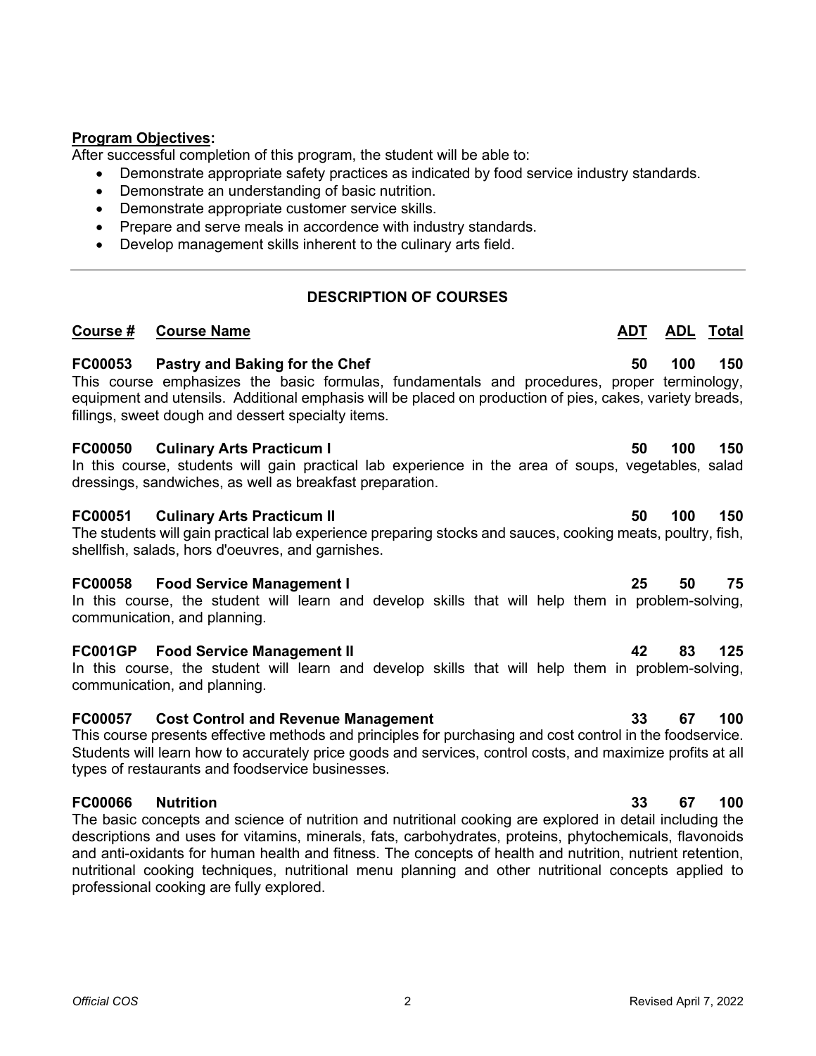**Program Objectives:**

After successful completion of this program, the student will be able to:

- Demonstrate appropriate safety practices as indicated by food service industry standards.
- Demonstrate an understanding of basic nutrition.
- Demonstrate appropriate customer service skills.
- Prepare and serve meals in accordence with industry standards.
- Develop management skills inherent to the culinary arts field.

---

## DESCRIPTION OF COURSES

| Course # | Course Name | ADT | ADL | Total |
|---|---|---|---|---|
| FC00053 | Pastry and Baking for the Chef | 50 | 100 | 150 |

This course emphasizes the basic formulas, fundamentals and procedures, proper terminology, equipment and utensils. Additional emphasis will be placed on production of pies, cakes, variety breads, fillings, sweet dough and dessert specialty items.

| Course # | Course Name | ADT | ADL | Total |
|---|---|---|---|---|
| FC00050 | Culinary Arts Practicum I | 50 | 100 | 150 |

In this course, students will gain practical lab experience in the area of soups, vegetables, salad dressings, sandwiches, as well as breakfast preparation.

| Course # | Course Name | ADT | ADL | Total |
|---|---|---|---|---|
| FC00051 | Culinary Arts Practicum II | 50 | 100 | 150 |

The students will gain practical lab experience preparing stocks and sauces, cooking meats, poultry, fish, shellfish, salads, hors d'oeuvres, and garnishes.

| Course # | Course Name | ADT | ADL | Total |
|---|---|---|---|---|
| FC00058 | Food Service Management I | 25 | 50 | 75 |

In this course, the student will learn and develop skills that will help them in problem-solving, communication, and planning.

| Course # | Course Name | ADT | ADL | Total |
|---|---|---|---|---|
| FC001GP | Food Service Management II | 42 | 83 | 125 |

In this course, the student will learn and develop skills that will help them in problem-solving, communication, and planning.

| Course # | Course Name | ADT | ADL | Total |
|---|---|---|---|---|
| FC00057 | Cost Control and Revenue Management | 33 | 67 | 100 |

This course presents effective methods and principles for purchasing and cost control in the foodservice. Students will learn how to accurately price goods and services, control costs, and maximize profits at all types of restaurants and foodservice businesses.

| Course # | Course Name | ADT | ADL | Total |
|---|---|---|---|---|
| FC00066 | Nutrition | 33 | 67 | 100 |

The basic concepts and science of nutrition and nutritional cooking are explored in detail including the descriptions and uses for vitamins, minerals, fats, carbohydrates, proteins, phytochemicals, flavonoids and anti-oxidants for human health and fitness. The concepts of health and nutrition, nutrient retention, nutritional cooking techniques, nutritional menu planning and other nutritional concepts applied to professional cooking are fully explored.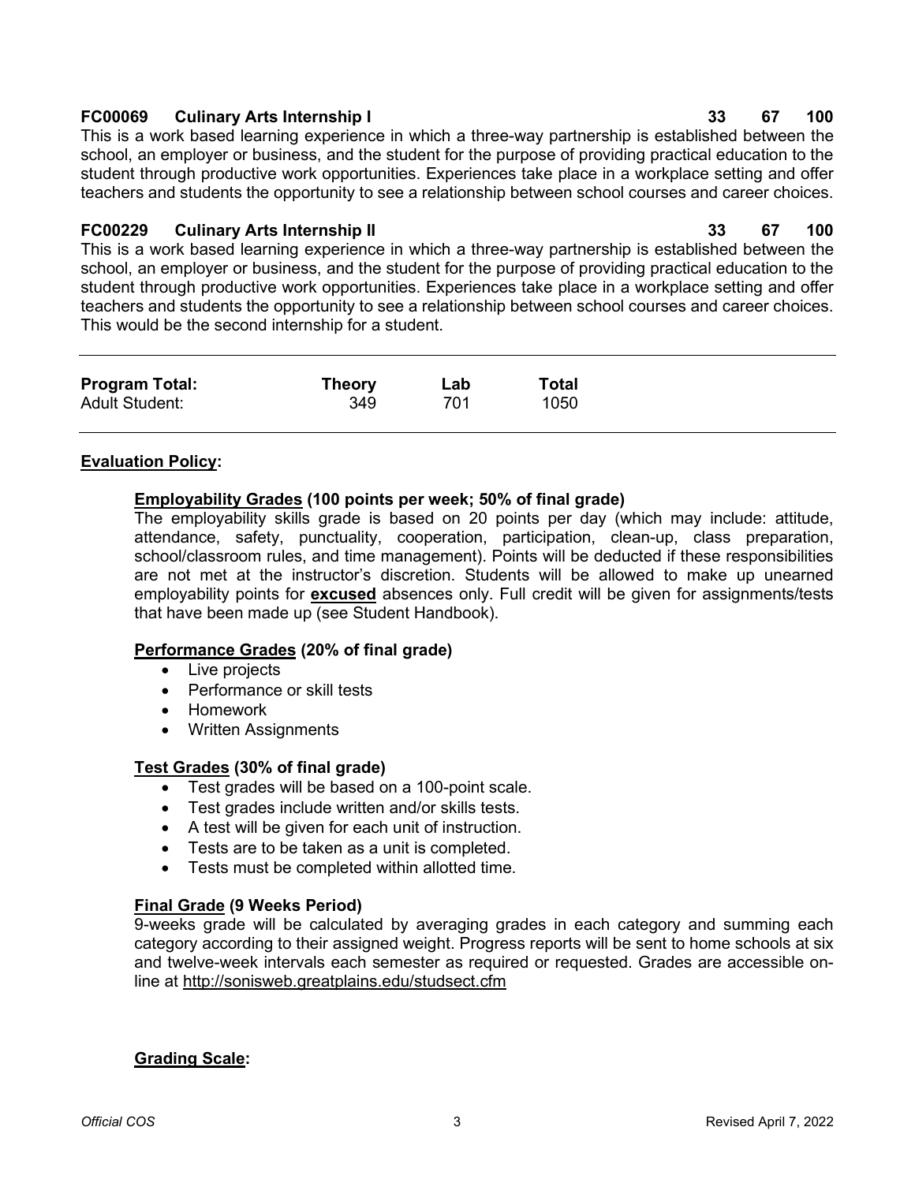**FC00069 Culinary Arts Internship I** **33 67 100**

This is a work based learning experience in which a three-way partnership is established between the school, an employer or business, and the student for the purpose of providing practical education to the student through productive work opportunities. Experiences take place in a workplace setting and offer teachers and students the opportunity to see a relationship between school courses and career choices.

**FC00229 Culinary Arts Internship II** **33 67 100**

This is a work based learning experience in which a three-way partnership is established between the school, an employer or business, and the student for the purpose of providing practical education to the student through productive work opportunities. Experiences take place in a workplace setting and offer teachers and students the opportunity to see a relationship between school courses and career choices. This would be the second internship for a student.

| **Program Total:** | **Theory** | **Lab** | **Total** |
|---|---|---|---|
| Adult Student: | 349 | 701 | 1050 |

## Evaluation Policy:

### Employability Grades (100 points per week; 50% of final grade)

The employability skills grade is based on 20 points per day (which may include: attitude, attendance, safety, punctuality, cooperation, participation, clean-up, class preparation, school/classroom rules, and time management). Points will be deducted if these responsibilities are not met at the instructor's discretion. Students will be allowed to make up unearned employability points for **excused** absences only. Full credit will be given for assignments/tests that have been made up (see Student Handbook).

### Performance Grades (20% of final grade)

- Live projects
- Performance or skill tests
- Homework
- Written Assignments

### Test Grades (30% of final grade)

- Test grades will be based on a 100-point scale.
- Test grades include written and/or skills tests.
- A test will be given for each unit of instruction.
- Tests are to be taken as a unit is completed.
- Tests must be completed within allotted time.

### Final Grade (9 Weeks Period)

9-weeks grade will be calculated by averaging grades in each category and summing each category according to their assigned weight. Progress reports will be sent to home schools at six and twelve-week intervals each semester as required or requested. Grades are accessible on-line at http://sonisweb.greatplains.edu/studsect.cfm

### Grading Scale: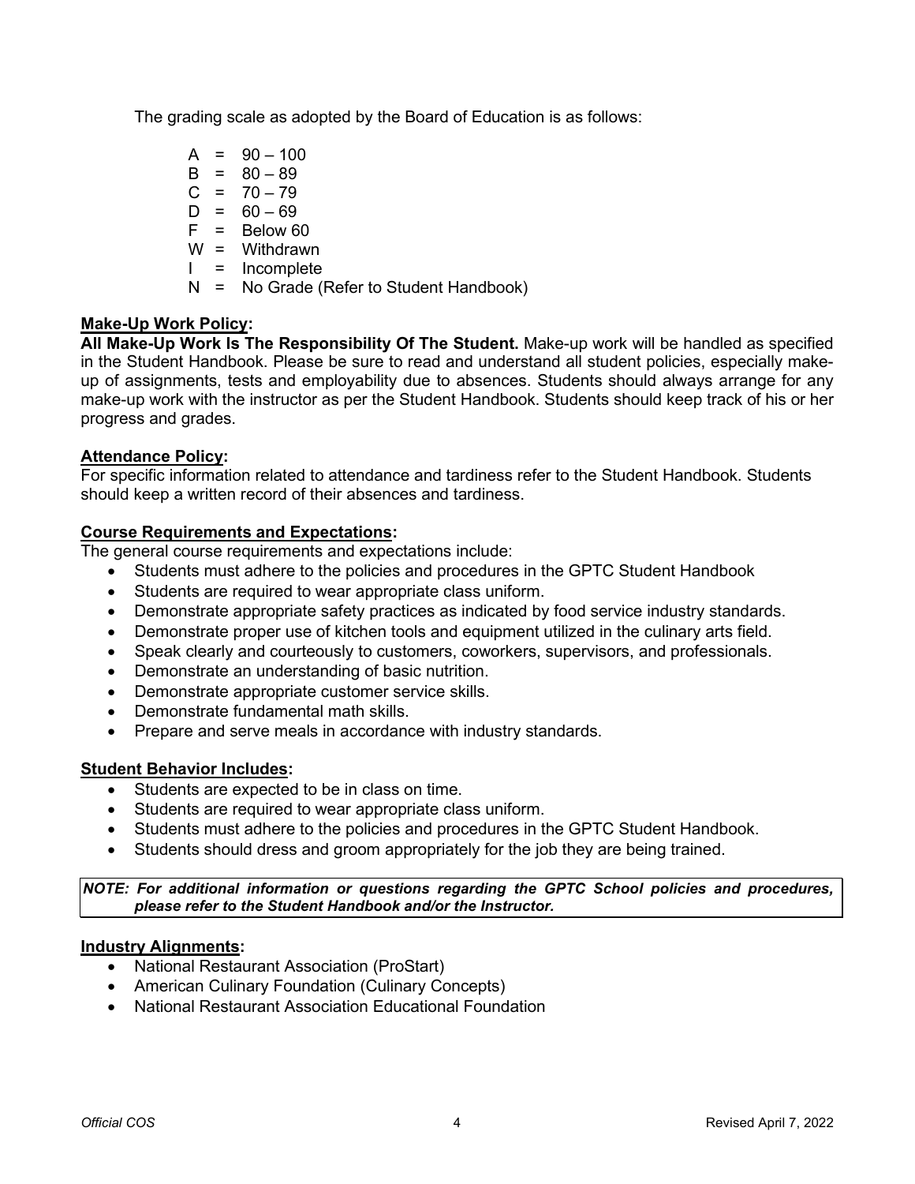The grading scale as adopted by the Board of Education is as follows:

- A = 90 – 100
- B = 80 – 89
- C = 70 – 79
- D = 60 – 69
- F = Below 60
- W = Withdrawn
- I = Incomplete
- N = No Grade (Refer to Student Handbook)

**Make-Up Work Policy:**

**All Make-Up Work Is The Responsibility Of The Student.** Make-up work will be handled as specified in the Student Handbook. Please be sure to read and understand all student policies, especially make-up of assignments, tests and employability due to absences. Students should always arrange for any make-up work with the instructor as per the Student Handbook. Students should keep track of his or her progress and grades.

**Attendance Policy:**

For specific information related to attendance and tardiness refer to the Student Handbook. Students should keep a written record of their absences and tardiness.

**Course Requirements and Expectations:**

The general course requirements and expectations include:

- Students must adhere to the policies and procedures in the GPTC Student Handbook
- Students are required to wear appropriate class uniform.
- Demonstrate appropriate safety practices as indicated by food service industry standards.
- Demonstrate proper use of kitchen tools and equipment utilized in the culinary arts field.
- Speak clearly and courteously to customers, coworkers, supervisors, and professionals.
- Demonstrate an understanding of basic nutrition.
- Demonstrate appropriate customer service skills.
- Demonstrate fundamental math skills.
- Prepare and serve meals in accordance with industry standards.

**Student Behavior Includes:**

- Students are expected to be in class on time.
- Students are required to wear appropriate class uniform.
- Students must adhere to the policies and procedures in the GPTC Student Handbook.
- Students should dress and groom appropriately for the job they are being trained.

***NOTE: For additional information or questions regarding the GPTC School policies and procedures, please refer to the Student Handbook and/or the Instructor.***

**Industry Alignments:**

- National Restaurant Association (ProStart)
- American Culinary Foundation (Culinary Concepts)
- National Restaurant Association Educational Foundation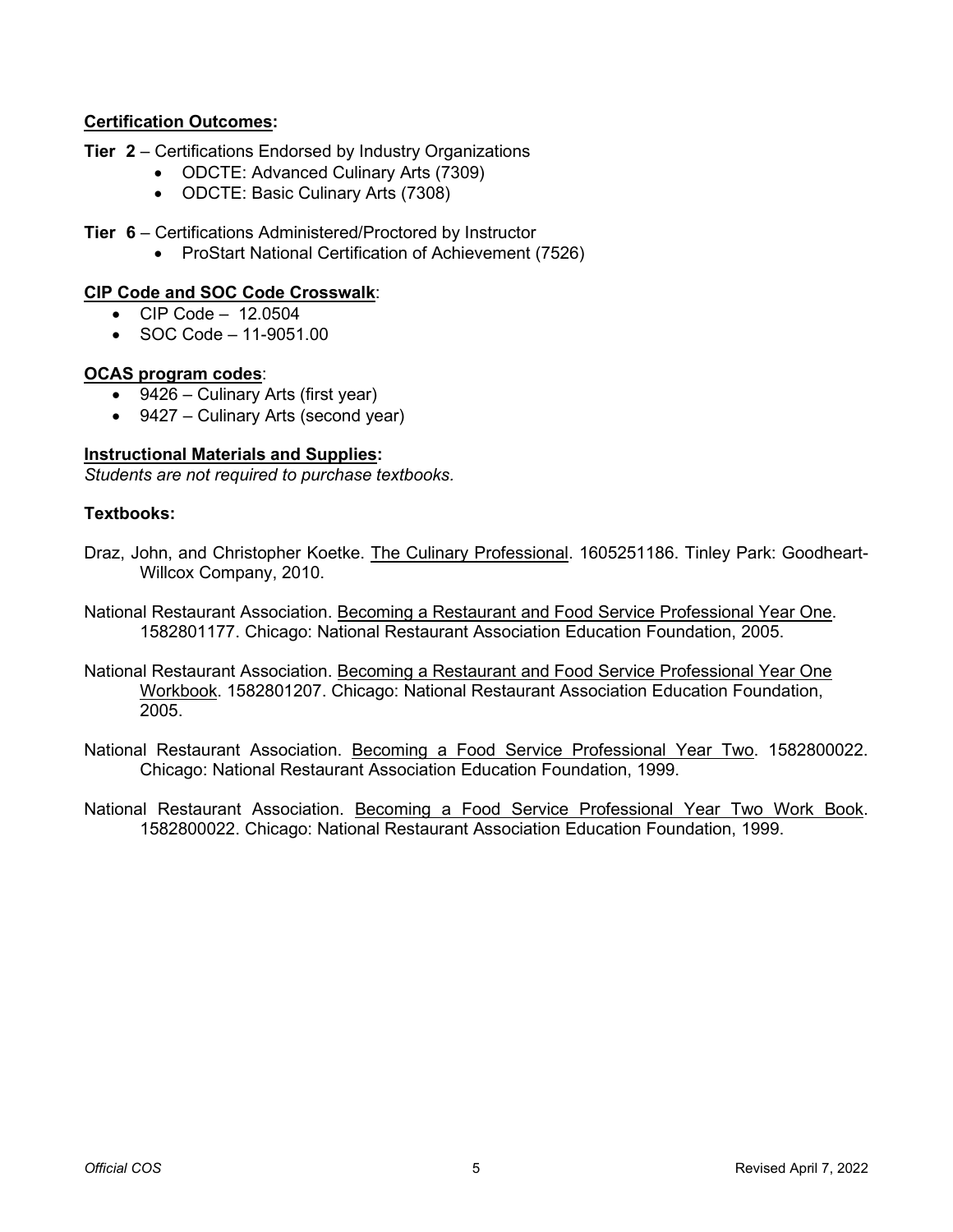**<u>Certification Outcomes</u>:**

**Tier 2** – Certifications Endorsed by Industry Organizations

- ODCTE: Advanced Culinary Arts (7309)
- ODCTE: Basic Culinary Arts (7308)

**Tier 6** – Certifications Administered/Proctored by Instructor

- ProStart National Certification of Achievement (7526)

**<u>CIP Code and SOC Code Crosswalk</u>**:

- CIP Code – 12.0504
- SOC Code – 11-9051.00

**<u>OCAS program codes</u>**:

- 9426 – Culinary Arts (first year)
- 9427 – Culinary Arts (second year)

**<u>Instructional Materials and Supplies</u>:**

*Students are not required to purchase textbooks.*

**Textbooks:**

Draz, John, and Christopher Koetke. <u>The Culinary Professional</u>. 1605251186. Tinley Park: Goodheart-Willcox Company, 2010.

National Restaurant Association. <u>Becoming a Restaurant and Food Service Professional Year One</u>. 1582801177. Chicago: National Restaurant Association Education Foundation, 2005.

National Restaurant Association. <u>Becoming a Restaurant and Food Service Professional Year One Workbook</u>. 1582801207. Chicago: National Restaurant Association Education Foundation, 2005.

National Restaurant Association. <u>Becoming a Food Service Professional Year Two</u>. 1582800022. Chicago: National Restaurant Association Education Foundation, 1999.

National Restaurant Association. <u>Becoming a Food Service Professional Year Two Work Book</u>. 1582800022. Chicago: National Restaurant Association Education Foundation, 1999.